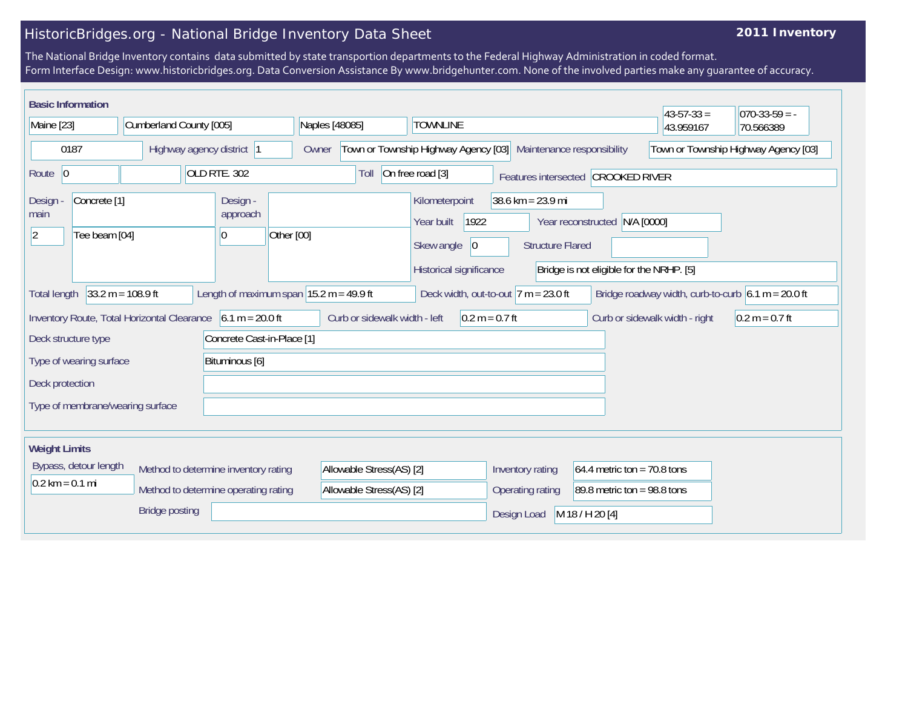# HistoricBridges.org - National Bridge Inventory Data Sheet

**2011 Inventory**

The National Bridge Inventory contains data submitted by state transportion departments to the Federal Highway Administration in coded format.
Form Interface Design: www.historicbridges.org. Data Conversion Assistance By www.bridgehunter.com. None of the involved parties make any guarantee of accuracy.

## Basic Information

| | |
|---|---|
| State | Maine [23] |
| County | Cumberland County [005] |
| Place | Naples [48085] |
| Location | TOWNLINE |
| Latitude | 43-57-33 = 43.959167 |
| Longitude | 070-33-59 = -70.566389 |
| Structure number | 0187 |
| Highway agency district | 1 |
| Owner | Town or Township Highway Agency [03] |
| Maintenance responsibility | Town or Township Highway Agency [03] |
| Route | 0 |
| Facility carried | OLD RTE. 302 |
| Toll | On free road [3] |
| Features intersected | CROOKED RIVER |
| Design - main | Concrete [1] |
| Number of main spans | 2 |
| Main span design | Tee beam [04] |
| Design - approach | |
| Number of approach spans | 0 |
| Approach span design | Other [00] |
| Kilometerpoint | 38.6 km = 23.9 mi |
| Year built | 1922 |
| Year reconstructed | N/A [0000] |
| Skew angle | 0 |
| Structure Flared | |
| Historical significance | Bridge is not eligible for the NRHP. [5] |
| Total length | 33.2 m = 108.9 ft |
| Length of maximum span | 15.2 m = 49.9 ft |
| Deck width, out-to-out | 7 m = 23.0 ft |
| Bridge roadway width, curb-to-curb | 6.1 m = 20.0 ft |
| Inventory Route, Total Horizontal Clearance | 6.1 m = 20.0 ft |
| Curb or sidewalk width - left | 0.2 m = 0.7 ft |
| Curb or sidewalk width - right | 0.2 m = 0.7 ft |
| Deck structure type | Concrete Cast-in-Place [1] |
| Type of wearing surface | Bituminous [6] |
| Deck protection | |
| Type of membrane/wearing surface | |

## Weight Limits

| | |
|---|---|
| Bypass, detour length | 0.2 km = 0.1 mi |
| Method to determine inventory rating | Allowable Stress(AS) [2] |
| Method to determine operating rating | Allowable Stress(AS) [2] |
| Bridge posting | |
| Inventory rating | 64.4 metric ton = 70.8 tons |
| Operating rating | 89.8 metric ton = 98.8 tons |
| Design Load | M 18 / H 20 [4] |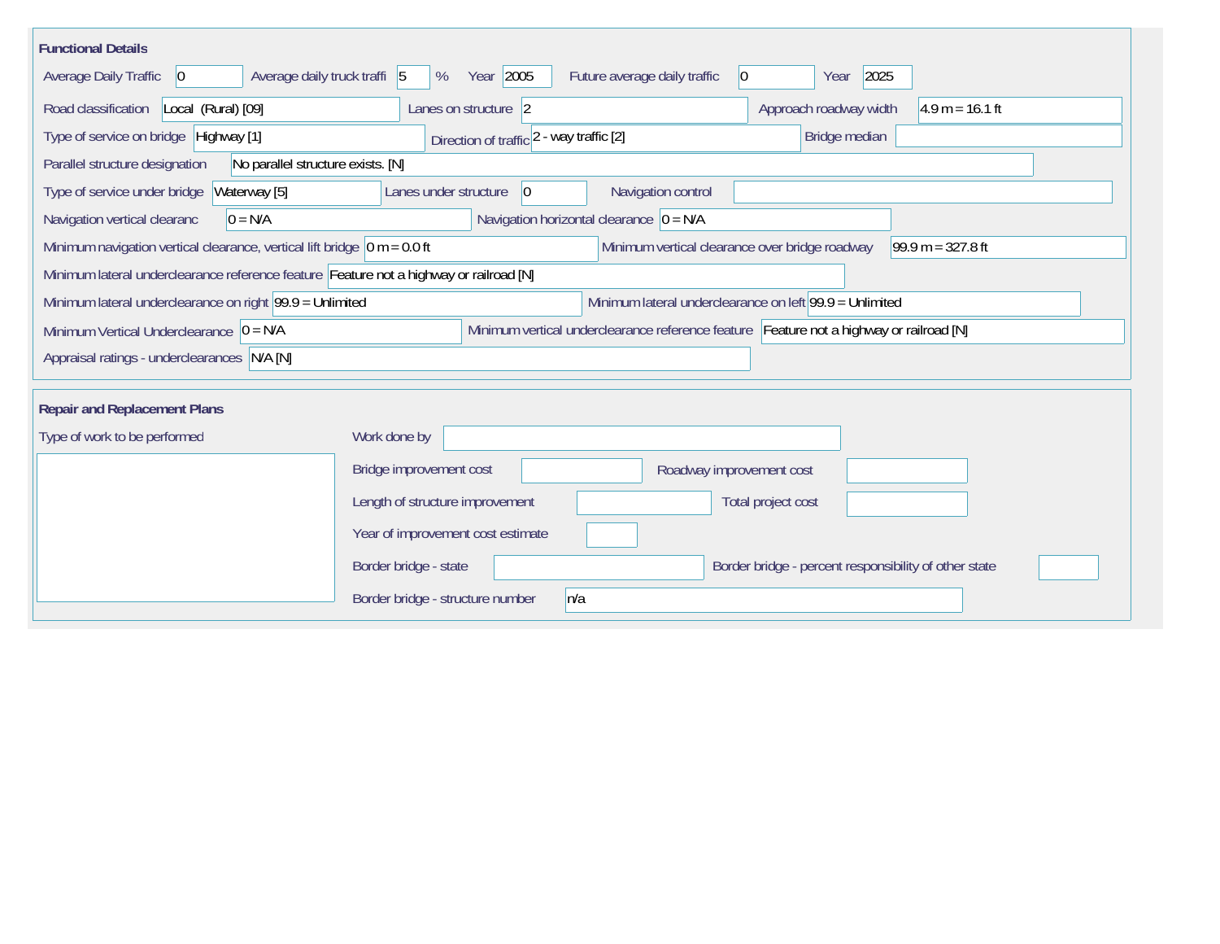## Functional Details

| Field | Value |
| --- | --- |
| Average Daily Traffic | 0 |
| Average daily truck traffi | 5 % |
| Year | 2005 |
| Future average daily traffic | 0 |
| Year | 2025 |
| Road classification | Local (Rural) [09] |
| Lanes on structure | 2 |
| Approach roadway width | 4.9 m = 16.1 ft |
| Type of service on bridge | Highway [1] |
| Direction of traffic | 2 - way traffic [2] |
| Bridge median | |
| Parallel structure designation | No parallel structure exists. [N] |
| Type of service under bridge | Waterway [5] |
| Lanes under structure | 0 |
| Navigation control | |
| Navigation vertical clearanc | 0 = N/A |
| Navigation horizontal clearance | 0 = N/A |
| Minimum navigation vertical clearance, vertical lift bridge | 0 m = 0.0 ft |
| Minimum vertical clearance over bridge roadway | 99.9 m = 327.8 ft |
| Minimum lateral underclearance reference feature | Feature not a highway or railroad [N] |
| Minimum lateral underclearance on right | 99.9 = Unlimited |
| Minimum lateral underclearance on left | 99.9 = Unlimited |
| Minimum Vertical Underclearance | 0 = N/A |
| Minimum vertical underclearance reference feature | Feature not a highway or railroad [N] |
| Appraisal ratings - underclearances | N/A [N] |

## Repair and Replacement Plans

| Field | Value |
| --- | --- |
| Type of work to be performed | |
| Work done by | |
| Bridge improvement cost | |
| Roadway improvement cost | |
| Length of structure improvement | |
| Total project cost | |
| Year of improvement cost estimate | |
| Border bridge - state | |
| Border bridge - percent responsibility of other state | |
| Border bridge - structure number | n/a |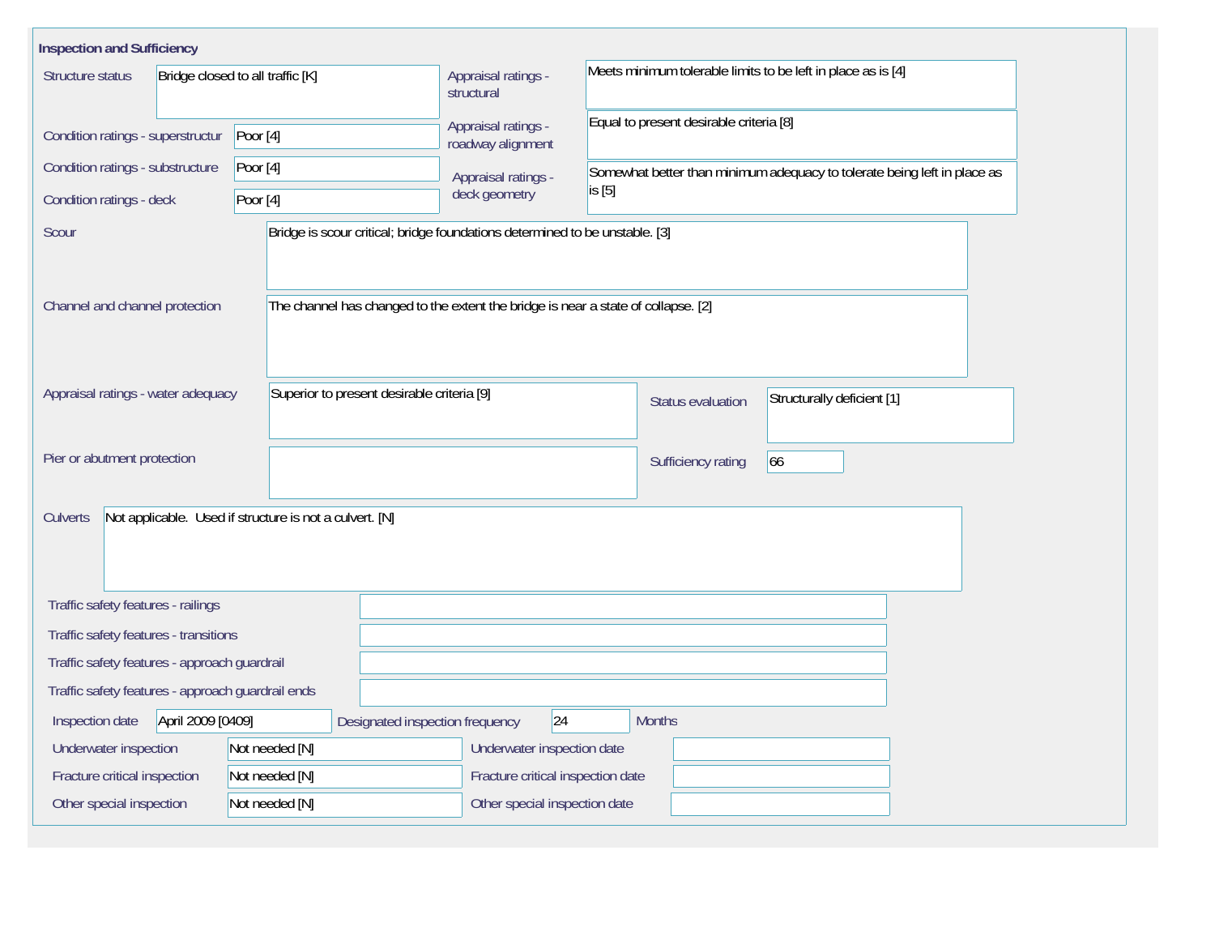## Inspection and Sufficiency

| Field | Value |
|---|---|
| Structure status | Bridge closed to all traffic [K] |
| Appraisal ratings - structural | Meets minimum tolerable limits to be left in place as is [4] |
| Condition ratings - superstructur | Poor [4] |
| Appraisal ratings - roadway alignment | Equal to present desirable criteria [8] |
| Condition ratings - substructure | Poor [4] |
| Appraisal ratings - deck geometry | Somewhat better than minimum adequacy to tolerate being left in place as is [5] |
| Condition ratings - deck | Poor [4] |
| Scour | Bridge is scour critical; bridge foundations determined to be unstable. [3] |
| Channel and channel protection | The channel has changed to the extent the bridge is near a state of collapse. [2] |
| Appraisal ratings - water adequacy | Superior to present desirable criteria [9] |
| Status evaluation | Structurally deficient [1] |
| Pier or abutment protection | |
| Sufficiency rating | 66 |
| Culverts | Not applicable. Used if structure is not a culvert. [N] |
| Traffic safety features - railings | |
| Traffic safety features - transitions | |
| Traffic safety features - approach guardrail | |
| Traffic safety features - approach guardrail ends | |
| Inspection date | April 2009 [0409] |
| Designated inspection frequency | 24 Months |
| Underwater inspection | Not needed [N] |
| Underwater inspection date | |
| Fracture critical inspection | Not needed [N] |
| Fracture critical inspection date | |
| Other special inspection | Not needed [N] |
| Other special inspection date | |